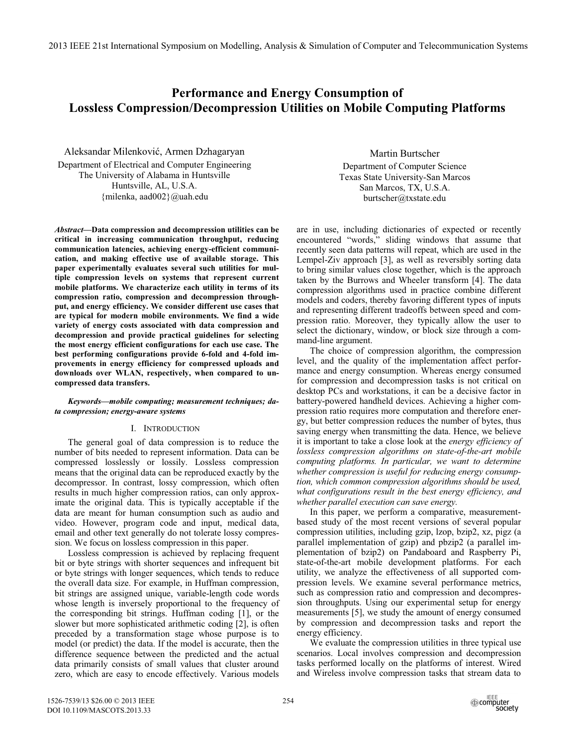# Performance and Energy Consumption of Lossless Compression/Decompression Utilities on Mobile Computing Platforms

Aleksandar Milenković, Armen Dzhagaryan
Department of Electrical and Computer Engineering
The University of Alabama in Huntsville
Huntsville, AL, U.S.A.
{milenka, aad002}@uah.edu

Martin Burtscher
Department of Computer Science
Texas State University-San Marcos
San Marcos, TX, U.S.A.
burtscher@txstate.edu

***Abstract*—Data compression and decompression utilities can be critical in increasing communication throughput, reducing communication latencies, achieving energy-efficient communication, and making effective use of available storage. This paper experimentally evaluates several such utilities for multiple compression levels on systems that represent current mobile platforms. We characterize each utility in terms of its compression ratio, compression and decompression throughput, and energy efficiency. We consider different use cases that are typical for modern mobile environments. We find a wide variety of energy costs associated with data compression and decompression and provide practical guidelines for selecting the most energy efficient configurations for each use case. The best performing configurations provide 6-fold and 4-fold improvements in energy efficiency for compressed uploads and downloads over WLAN, respectively, when compared to uncompressed data transfers.**

***Keywords—mobile computing; measurement techniques; data compression; energy-aware systems***

## I. Introduction

The general goal of data compression is to reduce the number of bits needed to represent information. Data can be compressed losslessly or lossily. Lossless compression means that the original data can be reproduced exactly by the decompressor. In contrast, lossy compression, which often results in much higher compression ratios, can only approximate the original data. This is typically acceptable if the data are meant for human consumption such as audio and video. However, program code and input, medical data, email and other text generally do not tolerate lossy compression. We focus on lossless compression in this paper.

Lossless compression is achieved by replacing frequent bit or byte strings with shorter sequences and infrequent bit or byte strings with longer sequences, which tends to reduce the overall data size. For example, in Huffman compression, bit strings are assigned unique, variable-length code words whose length is inversely proportional to the frequency of the corresponding bit strings. Huffman coding [1], or the slower but more sophisticated arithmetic coding [2], is often preceded by a transformation stage whose purpose is to model (or predict) the data. If the model is accurate, then the difference sequence between the predicted and the actual data primarily consists of small values that cluster around zero, which are easy to encode effectively. Various models are in use, including dictionaries of expected or recently encountered "words," sliding windows that assume that recently seen data patterns will repeat, which are used in the Lempel-Ziv approach [3], as well as reversibly sorting data to bring similar values close together, which is the approach taken by the Burrows and Wheeler transform [4]. The data compression algorithms used in practice combine different models and coders, thereby favoring different types of inputs and representing different tradeoffs between speed and compression ratio. Moreover, they typically allow the user to select the dictionary, window, or block size through a command-line argument.

The choice of compression algorithm, the compression level, and the quality of the implementation affect performance and energy consumption. Whereas energy consumed for compression and decompression tasks is not critical on desktop PCs and workstations, it can be a decisive factor in battery-powered handheld devices. Achieving a higher compression ratio requires more computation and therefore energy, but better compression reduces the number of bytes, thus saving energy when transmitting the data. Hence, we believe it is important to take a close look at the *energy efficiency of lossless compression algorithms on state-of-the-art mobile computing platforms. In particular, we want to determine whether compression is useful for reducing energy consumption, which common compression algorithms should be used, what configurations result in the best energy efficiency, and whether parallel execution can save energy.*

In this paper, we perform a comparative, measurement-based study of the most recent versions of several popular compression utilities, including gzip, lzop, bzip2, xz, pigz (a parallel implementation of gzip) and pbzip2 (a parallel implementation of bzip2) on Pandaboard and Raspberry Pi, state-of-the-art mobile development platforms. For each utility, we analyze the effectiveness of all supported compression levels. We examine several performance metrics, such as compression ratio and compression and decompression throughputs. Using our experimental setup for energy measurements [5], we study the amount of energy consumed by compression and decompression tasks and report the energy efficiency.

We evaluate the compression utilities in three typical use scenarios. Local involves compression and decompression tasks performed locally on the platforms of interest. Wired and Wireless involve compression tasks that stream data to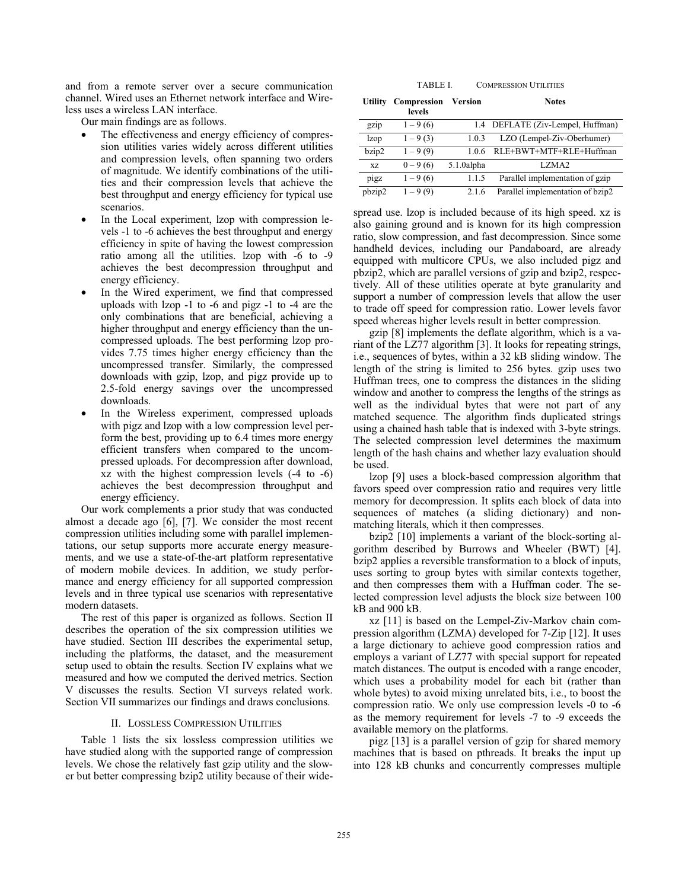and from a remote server over a secure communication channel. Wired uses an Ethernet network interface and Wireless uses a wireless LAN interface.

Our main findings are as follows.

- The effectiveness and energy efficiency of compression utilities varies widely across different utilities and compression levels, often spanning two orders of magnitude. We identify combinations of the utilities and their compression levels that achieve the best throughput and energy efficiency for typical use scenarios.
- In the Local experiment, lzop with compression levels -1 to -6 achieves the best throughput and energy efficiency in spite of having the lowest compression ratio among all the utilities. lzop with -6 to -9 achieves the best decompression throughput and energy efficiency.
- In the Wired experiment, we find that compressed uploads with lzop -1 to -6 and pigz -1 to -4 are the only combinations that are beneficial, achieving a higher throughput and energy efficiency than the uncompressed uploads. The best performing lzop provides 7.75 times higher energy efficiency than the uncompressed transfer. Similarly, the compressed downloads with gzip, lzop, and pigz provide up to 2.5-fold energy savings over the uncompressed downloads.
- In the Wireless experiment, compressed uploads with pigz and lzop with a low compression level perform the best, providing up to 6.4 times more energy efficient transfers when compared to the uncompressed uploads. For decompression after download, xz with the highest compression levels (-4 to -6) achieves the best decompression throughput and energy efficiency.

Our work complements a prior study that was conducted almost a decade ago [6], [7]. We consider the most recent compression utilities including some with parallel implementations, our setup supports more accurate energy measurements, and we use a state-of-the-art platform representative of modern mobile devices. In addition, we study performance and energy efficiency for all supported compression levels and in three typical use scenarios with representative modern datasets.

The rest of this paper is organized as follows. Section II describes the operation of the six compression utilities we have studied. Section III describes the experimental setup, including the platforms, the dataset, and the measurement setup used to obtain the results. Section IV explains what we measured and how we computed the derived metrics. Section V discusses the results. Section VI surveys related work. Section VII summarizes our findings and draws conclusions.

## II. Lossless Compression Utilities

Table 1 lists the six lossless compression utilities we have studied along with the supported range of compression levels. We chose the relatively fast gzip utility and the slower but better compressing bzip2 utility because of their widespread use. lzop is included because of its high speed. xz is also gaining ground and is known for its high compression ratio, slow compression, and fast decompression. Since some handheld devices, including our Pandaboard, are already equipped with multicore CPUs, we also included pigz and pbzip2, which are parallel versions of gzip and bzip2, respectively. All of these utilities operate at byte granularity and support a number of compression levels that allow the user to trade off speed for compression ratio. Lower levels favor speed whereas higher levels result in better compression.

TABLE I. Compression Utilities

| Utility | Compression levels | Version | Notes |
|---|---|---|---|
| gzip | 1 – 9 (6) | 1.4 | DEFLATE (Ziv-Lempel, Huffman) |
| lzop | 1 – 9 (3) | 1.0.3 | LZO (Lempel-Ziv-Oberhumer) |
| bzip2 | 1 – 9 (9) | 1.0.6 | RLE+BWT+MTF+RLE+Huffman |
| xz | 0 – 9 (6) | 5.1.0alpha | LZMA2 |
| pigz | 1 – 9 (6) | 1.1.5 | Parallel implementation of gzip |
| pbzip2 | 1 – 9 (9) | 2.1.6 | Parallel implementation of bzip2 |

gzip [8] implements the deflate algorithm, which is a variant of the LZ77 algorithm [3]. It looks for repeating strings, i.e., sequences of bytes, within a 32 kB sliding window. The length of the string is limited to 256 bytes. gzip uses two Huffman trees, one to compress the distances in the sliding window and another to compress the lengths of the strings as well as the individual bytes that were not part of any matched sequence. The algorithm finds duplicated strings using a chained hash table that is indexed with 3-byte strings. The selected compression level determines the maximum length of the hash chains and whether lazy evaluation should be used.

lzop [9] uses a block-based compression algorithm that favors speed over compression ratio and requires very little memory for decompression. It splits each block of data into sequences of matches (a sliding dictionary) and non-matching literals, which it then compresses.

bzip2 [10] implements a variant of the block-sorting algorithm described by Burrows and Wheeler (BWT) [4]. bzip2 applies a reversible transformation to a block of inputs, uses sorting to group bytes with similar contexts together, and then compresses them with a Huffman coder. The selected compression level adjusts the block size between 100 kB and 900 kB.

xz [11] is based on the Lempel-Ziv-Markov chain compression algorithm (LZMA) developed for 7-Zip [12]. It uses a large dictionary to achieve good compression ratios and employs a variant of LZ77 with special support for repeated match distances. The output is encoded with a range encoder, which uses a probability model for each bit (rather than whole bytes) to avoid mixing unrelated bits, i.e., to boost the compression ratio. We only use compression levels -0 to -6 as the memory requirement for levels -7 to -9 exceeds the available memory on the platforms.

pigz [13] is a parallel version of gzip for shared memory machines that is based on pthreads. It breaks the input up into 128 kB chunks and concurrently compresses multiple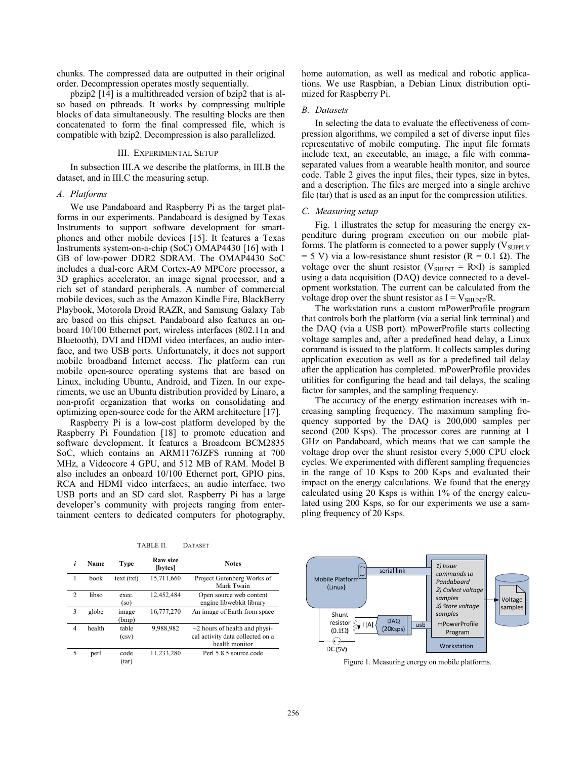chunks. The compressed data are outputted in their original order. Decompression operates mostly sequentially.

pbzip2 [14] is a multithreaded version of bzip2 that is also based on pthreads. It works by compressing multiple blocks of data simultaneously. The resulting blocks are then concatenated to form the final compressed file, which is compatible with bzip2. Decompression is also parallelized.

## III. Experimental Setup

In subsection III.A we describe the platforms, in III.B the dataset, and in III.C the measuring setup.

### A. Platforms

We use Pandaboard and Raspberry Pi as the target platforms in our experiments. Pandaboard is designed by Texas Instruments to support software development for smartphones and other mobile devices [15]. It features a Texas Instruments system-on-a-chip (SoC) OMAP4430 [16] with 1 GB of low-power DDR2 SDRAM. The OMAP4430 SoC includes a dual-core ARM Cortex-A9 MPCore processor, a 3D graphics accelerator, an image signal processor, and a rich set of standard peripherals. A number of commercial mobile devices, such as the Amazon Kindle Fire, BlackBerry Playbook, Motorola Droid RAZR, and Samsung Galaxy Tab are based on this chipset. Pandaboard also features an onboard 10/100 Ethernet port, wireless interfaces (802.11n and Bluetooth), DVI and HDMI video interfaces, an audio interface, and two USB ports. Unfortunately, it does not support mobile broadband Internet access. The platform can run mobile open-source operating systems that are based on Linux, including Ubuntu, Android, and Tizen. In our experiments, we use an Ubuntu distribution provided by Linaro, a non-profit organization that works on consolidating and optimizing open-source code for the ARM architecture [17].

Raspberry Pi is a low-cost platform developed by the Raspberry Pi Foundation [18] to promote education and software development. It features a Broadcom BCM2835 SoC, which contains an ARM1176JZFS running at 700 MHz, a Videocore 4 GPU, and 512 MB of RAM. Model B also includes an onboard 10/100 Ethernet port, GPIO pins, RCA and HDMI video interfaces, an audio interface, two USB ports and an SD card slot. Raspberry Pi has a large developer's community with projects ranging from entertainment centers to dedicated computers for photography, home automation, as well as medical and robotic applications. We use Raspbian, a Debian Linux distribution optimized for Raspberry Pi.

### B. Datasets

In selecting the data to evaluate the effectiveness of compression algorithms, we compiled a set of diverse input files representative of mobile computing. The input file formats include text, an executable, an image, a file with comma-separated values from a wearable health monitor, and source code. Table 2 gives the input files, their types, size in bytes, and a description. The files are merged into a single archive file (tar) that is used as an input for the compression utilities.

### C. Measuring setup

Fig. 1 illustrates the setup for measuring the energy expenditure during program execution on our mobile platforms. The platform is connected to a power supply ($V_{SUPPLY} = 5$ V) via a low-resistance shunt resistor ($R = 0.1\ \Omega$). The voltage over the shunt resistor ($V_{SHUNT} = R \times I$) is sampled using a data acquisition (DAQ) device connected to a development workstation. The current can be calculated from the voltage drop over the shunt resistor as $I = V_{SHUNT}/R$.

The workstation runs a custom mPowerProfile program that controls both the platform (via a serial link terminal) and the DAQ (via a USB port). mPowerProfile starts collecting voltage samples and, after a predefined head delay, a Linux command is issued to the platform. It collects samples during application execution as well as for a predefined tail delay after the application has completed. mPowerProfile provides utilities for configuring the head and tail delays, the scaling factor for samples, and the sampling frequency.

The accuracy of the energy estimation increases with increasing sampling frequency. The maximum sampling frequency supported by the DAQ is 200,000 samples per second (200 Ksps). The processor cores are running at 1 GHz on Pandaboard, which means that we can sample the voltage drop over the shunt resistor every 5,000 CPU clock cycles. We experimented with different sampling frequencies in the range of 10 Ksps to 200 Ksps and evaluated their impact on the energy calculations. We found that the energy calculated using 20 Ksps is within 1% of the energy calculated using 200 Ksps, so for our experiments we use a sampling frequency of 20 Ksps.

TABLE II. DATASET

| *i* | Name | Type | Raw size [bytes] | Notes |
|---|---|---|---|---|
| 1 | book | text (txt) | 15,711,660 | Project Gutenberg Works of Mark Twain |
| 2 | libso | exec. (so) | 12,452,484 | Open source web content engine libwebkit library |
| 3 | globe | image (bmp) | 16,777,270 | An image of Earth from space |
| 4 | health | table (csv) | 9,988,982 | ~2 hours of health and physical activity data collected on a health monitor |
| 5 | perl | code (tar) | 11,233,280 | Perl 5.8.5 source code |

Figure 1. Measuring energy on mobile platforms.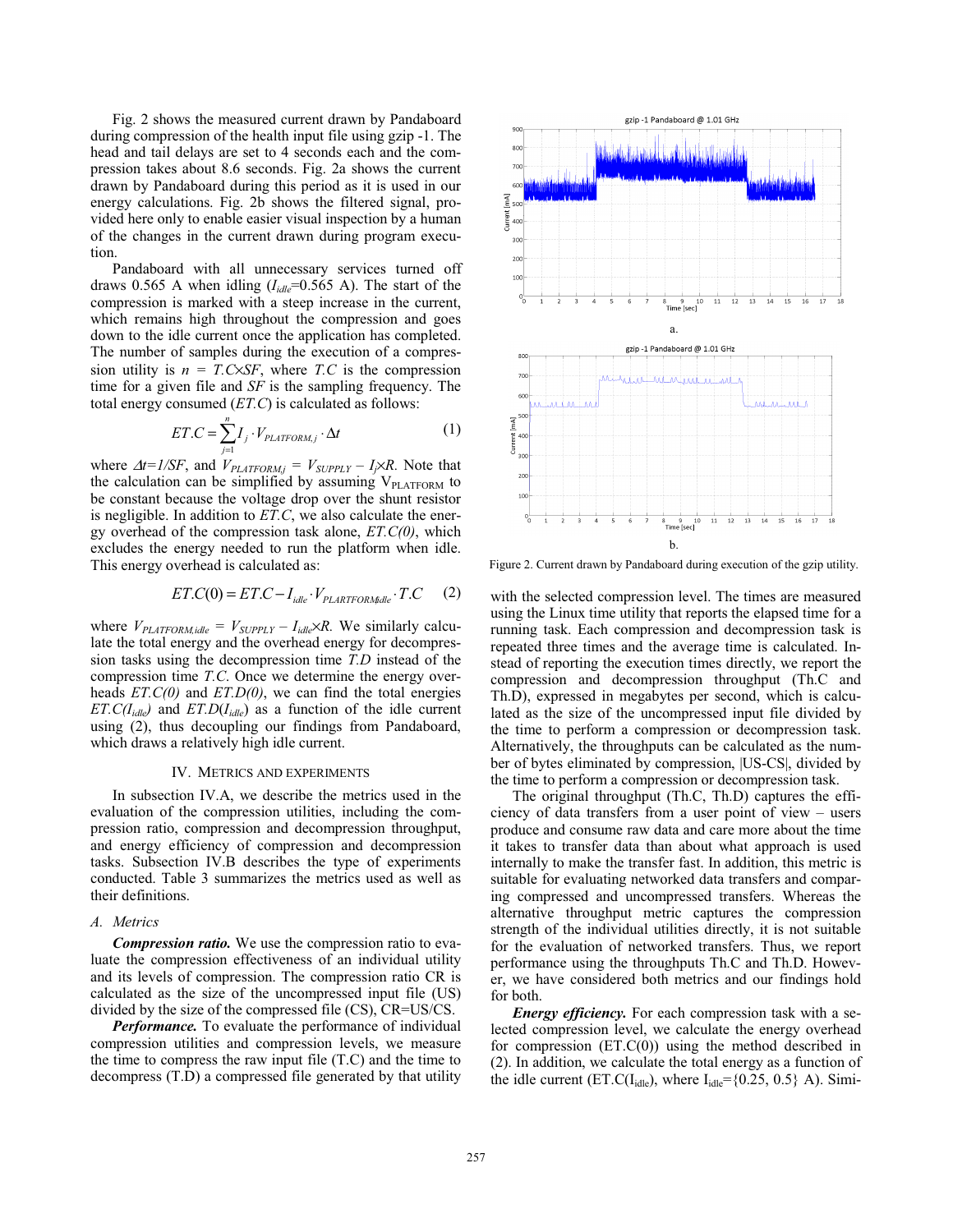Fig. 2 shows the measured current drawn by Pandaboard during compression of the health input file using gzip -1. The head and tail delays are set to 4 seconds each and the compression takes about 8.6 seconds. Fig. 2a shows the current drawn by Pandaboard during this period as it is used in our energy calculations. Fig. 2b shows the filtered signal, provided here only to enable easier visual inspection by a human of the changes in the current drawn during program execution.

Pandaboard with all unnecessary services turned off draws 0.565 A when idling ($I_{idle}$=0.565 A). The start of the compression is marked with a steep increase in the current, which remains high throughout the compression and goes down to the idle current once the application has completed. The number of samples during the execution of a compression utility is $n = T.C \times SF$, where $T.C$ is the compression time for a given file and $SF$ is the sampling frequency. The total energy consumed ($ET.C$) is calculated as follows:

$$ET.C = \sum_{j=1}^{n} I_j \cdot V_{PLATFORM,j} \cdot \Delta t \quad (1)$$

where $\Delta t = 1/SF$, and $V_{PLATFORM,j} = V_{SUPPLY} - I_j \times R$. Note that the calculation can be simplified by assuming $V_{PLATFORM}$ to be constant because the voltage drop over the shunt resistor is negligible. In addition to $ET.C$, we also calculate the energy overhead of the compression task alone, $ET.C(0)$, which excludes the energy needed to run the platform when idle. This energy overhead is calculated as:

$$ET.C(0) = ET.C - I_{idle} \cdot V_{PLARTFORM,idle} \cdot T.C \quad (2)$$

where $V_{PLATFORM,idle} = V_{SUPPLY} - I_{idle} \times R$. We similarly calculate the total energy and the overhead energy for decompression tasks using the decompression time $T.D$ instead of the compression time $T.C$. Once we determine the energy overheads $ET.C(0)$ and $ET.D(0)$, we can find the total energies $ET.C(I_{idle})$ and $ET.D(I_{idle})$ as a function of the idle current using (2), thus decoupling our findings from Pandaboard, which draws a relatively high idle current.

## IV. Metrics and Experiments

In subsection IV.A, we describe the metrics used in the evaluation of the compression utilities, including the compression ratio, compression and decompression throughput, and energy efficiency of compression and decompression tasks. Subsection IV.B describes the type of experiments conducted. Table 3 summarizes the metrics used as well as their definitions.

### A. Metrics

***Compression ratio.*** We use the compression ratio to evaluate the compression effectiveness of an individual utility and its levels of compression. The compression ratio CR is calculated as the size of the uncompressed input file (US) divided by the size of the compressed file (CS), CR=US/CS.

***Performance.*** To evaluate the performance of individual compression utilities and compression levels, we measure the time to compress the raw input file (T.C) and the time to decompress (T.D) a compressed file generated by that utility with the selected compression level. The times are measured using the Linux time utility that reports the elapsed time for a running task. Each compression and decompression task is repeated three times and the average time is calculated. Instead of reporting the execution times directly, we report the compression and decompression throughput (Th.C and Th.D), expressed in megabytes per second, which is calculated as the size of the uncompressed input file divided by the time to perform a compression or decompression task. Alternatively, the throughputs can be calculated as the number of bytes eliminated by compression, |US-CS|, divided by the time to perform a compression or decompression task.

The original throughput (Th.C, Th.D) captures the efficiency of data transfers from a user point of view – users produce and consume raw data and care more about the time it takes to transfer data than about what approach is used internally to make the transfer fast. In addition, this metric is suitable for evaluating networked data transfers and comparing compressed and uncompressed transfers. Whereas the alternative throughput metric captures the compression strength of the individual utilities directly, it is not suitable for the evaluation of networked transfers. Thus, we report performance using the throughputs Th.C and Th.D. However, we have considered both metrics and our findings hold for both.

***Energy efficiency.*** For each compression task with a selected compression level, we calculate the energy overhead for compression (ET.C(0)) using the method described in (2). In addition, we calculate the total energy as a function of the idle current (ET.C($I_{idle}$), where $I_{idle}$={0.25, 0.5} A). Simi-

Figure 2. Current drawn by Pandaboard during execution of the gzip utility.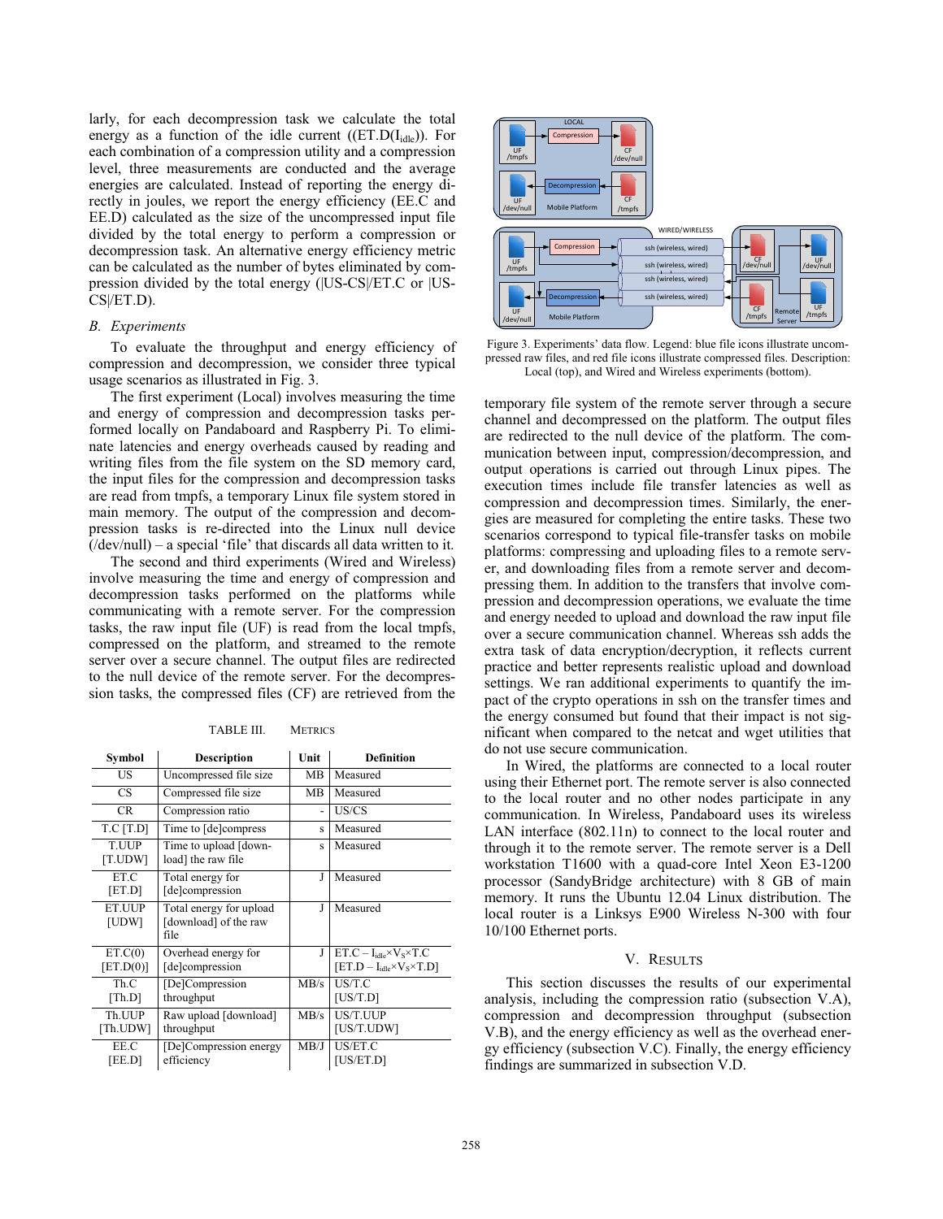larly, for each decompression task we calculate the total energy as a function of the idle current ((ET.D($I_{idle}$)). For each combination of a compression utility and a compression level, three measurements are conducted and the average energies are calculated. Instead of reporting the energy directly in joules, we report the energy efficiency (EE.C and EE.D) calculated as the size of the uncompressed input file divided by the total energy to perform a compression or decompression task. An alternative energy efficiency metric can be calculated as the number of bytes eliminated by compression divided by the total energy (|US-CS|/ET.C or |US-CS|/ET.D).

### B. Experiments

To evaluate the throughput and energy efficiency of compression and decompression, we consider three typical usage scenarios as illustrated in Fig. 3.

The first experiment (Local) involves measuring the time and energy of compression and decompression tasks performed locally on Pandaboard and Raspberry Pi. To eliminate latencies and energy overheads caused by reading and writing files from the file system on the SD memory card, the input files for the compression and decompression tasks are read from tmpfs, a temporary Linux file system stored in main memory. The output of the compression and decompression tasks is re-directed into the Linux null device (/dev/null) – a special 'file' that discards all data written to it.

The second and third experiments (Wired and Wireless) involve measuring the time and energy of compression and decompression tasks performed on the platforms while communicating with a remote server. For the compression tasks, the raw input file (UF) is read from the local tmpfs, compressed on the platform, and streamed to the remote server over a secure channel. The output files are redirected to the null device of the remote server. For the decompression tasks, the compressed files (CF) are retrieved from the temporary file system of the remote server through a secure channel and decompressed on the platform. The output files are redirected to the null device of the platform. The communication between input, compression/decompression, and output operations is carried out through Linux pipes. The execution times include file transfer latencies as well as compression and decompression times. Similarly, the energies are measured for completing the entire tasks. These two scenarios correspond to typical file-transfer tasks on mobile platforms: compressing and uploading files to a remote server, and downloading files from a remote server and decompressing them. In addition to the transfers that involve compression and decompression operations, we evaluate the time and energy needed to upload and download the raw input file over a secure communication channel. Whereas ssh adds the extra task of data encryption/decryption, it reflects current practice and better represents realistic upload and download settings. We ran additional experiments to quantify the impact of the crypto operations in ssh on the transfer times and the energy consumed but found that their impact is not significant when compared to the netcat and wget utilities that do not use secure communication.

In Wired, the platforms are connected to a local router using their Ethernet port. The remote server is also connected to the local router and no other nodes participate in any communication. In Wireless, Pandaboard uses its wireless LAN interface (802.11n) to connect to the local router and through it to the remote server. The remote server is a Dell workstation T1600 with a quad-core Intel Xeon E3-1200 processor (SandyBridge architecture) with 8 GB of main memory. It runs the Ubuntu 12.04 Linux distribution. The local router is a Linksys E900 Wireless N-300 with four 10/100 Ethernet ports.

Figure 3. Experiments' data flow. Legend: blue file icons illustrate uncompressed raw files, and red file icons illustrate compressed files. Description: Local (top), and Wired and Wireless experiments (bottom).

TABLE III. METRICS

| Symbol | Description | Unit | Definition |
|---|---|---|---|
| US | Uncompressed file size | MB | Measured |
| CS | Compressed file size | MB | Measured |
| CR | Compression ratio | - | US/CS |
| T.C [T.D] | Time to [de]compress | s | Measured |
| T.UUP [T.UDW] | Time to upload [download] the raw file | s | Measured |
| ET.C [ET.D] | Total energy for [de]compression | J | Measured |
| ET.UUP [UDW] | Total energy for upload [download] of the raw file | J | Measured |
| ET.C(0) [ET.D(0)] | Overhead energy for [de]compression | J | ET.C – $I_{idle}$×$V_S$×T.C [ET.D – $I_{idle}$×$V_S$×T.D] |
| Th.C [Th.D] | [De]Compression throughput | MB/s | US/T.C [US/T.D] |
| Th.UUP [Th.UDW] | Raw upload [download] throughput | MB/s | US/T.UUP [US/T.UDW] |
| EE.C [EE.D] | [De]Compression energy efficiency | MB/J | US/ET.C [US/ET.D] |

## V. Results

This section discusses the results of our experimental analysis, including the compression ratio (subsection V.A), compression and decompression throughput (subsection V.B), and the energy efficiency as well as the overhead energy efficiency (subsection V.C). Finally, the energy efficiency findings are summarized in subsection V.D.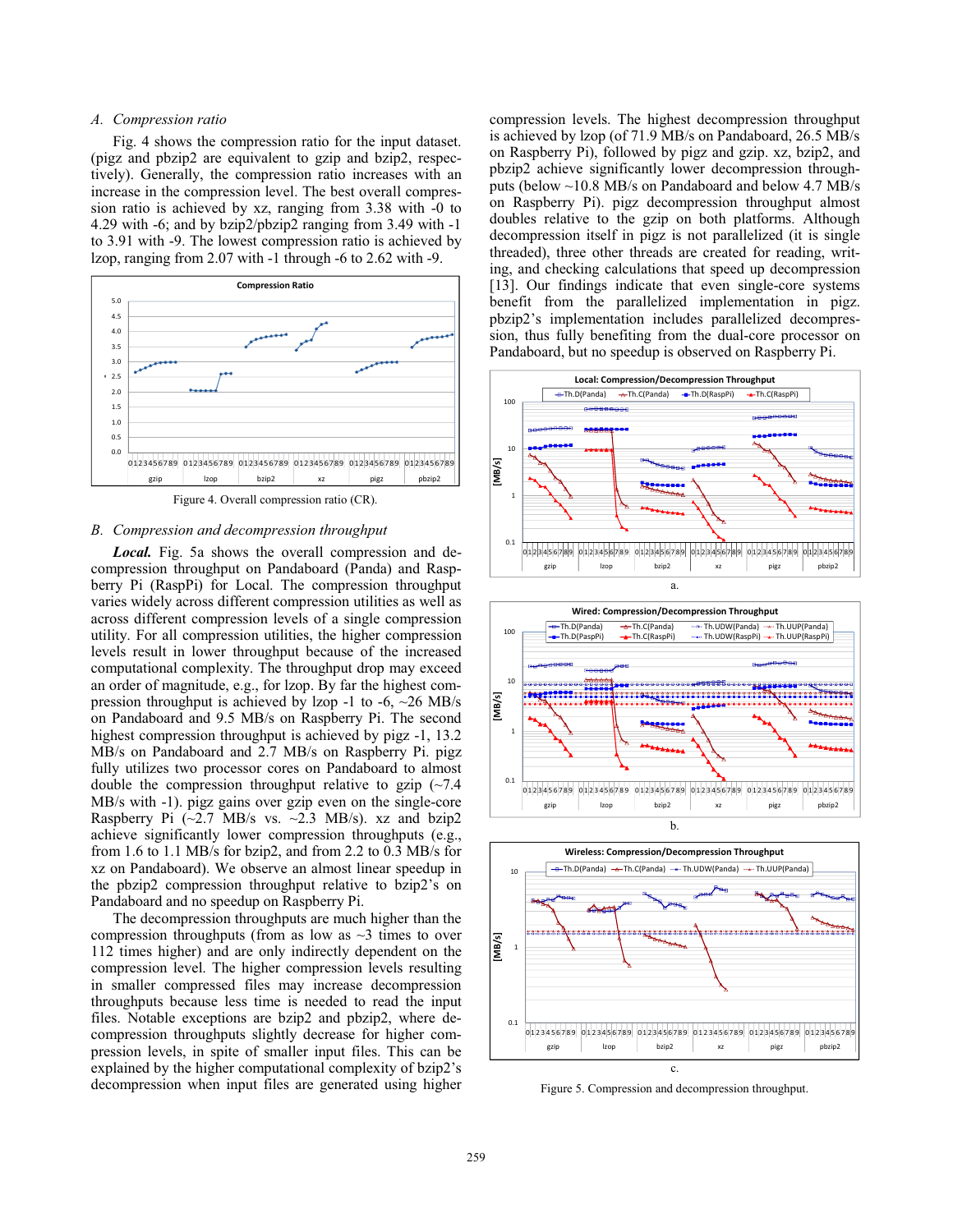## A. Compression ratio

Fig. 4 shows the compression ratio for the input dataset. (pigz and pbzip2 are equivalent to gzip and bzip2, respectively). Generally, the compression ratio increases with an increase in the compression level. The best overall compression ratio is achieved by xz, ranging from 3.38 with -0 to 4.29 with -6; and by bzip2/pbzip2 ranging from 3.49 with -1 to 3.91 with -9. The lowest compression ratio is achieved by lzop, ranging from 2.07 with -1 through -6 to 2.62 with -9.

Figure 4. Overall compression ratio (CR).

## B. Compression and decompression throughput

***Local.*** Fig. 5a shows the overall compression and decompression throughput on Pandaboard (Panda) and Raspberry Pi (RaspPi) for Local. The compression throughput varies widely across different compression utilities as well as across different compression levels of a single compression utility. For all compression utilities, the higher compression levels result in lower throughput because of the increased computational complexity. The throughput drop may exceed an order of magnitude, e.g., for lzop. By far the highest compression throughput is achieved by lzop -1 to -6, ~26 MB/s on Pandaboard and 9.5 MB/s on Raspberry Pi. The second highest compression throughput is achieved by pigz -1, 13.2 MB/s on Pandaboard and 2.7 MB/s on Raspberry Pi. pigz fully utilizes two processor cores on Pandaboard to almost double the compression throughput relative to gzip (~7.4 MB/s with -1). pigz gains over gzip even on the single-core Raspberry Pi (~2.7 MB/s vs. ~2.3 MB/s). xz and bzip2 achieve significantly lower compression throughputs (e.g., from 1.6 to 1.1 MB/s for bzip2, and from 2.2 to 0.3 MB/s for xz on Pandaboard). We observe an almost linear speedup in the pbzip2 compression throughput relative to bzip2's on Pandaboard and no speedup on Raspberry Pi.

The decompression throughputs are much higher than the compression throughputs (from as low as ~3 times to over 112 times higher) and are only indirectly dependent on the compression level. The higher compression levels resulting in smaller compressed files may increase decompression throughputs because less time is needed to read the input files. Notable exceptions are bzip2 and pbzip2, where decompression throughputs slightly decrease for higher compression levels, in spite of smaller input files. This can be explained by the higher computational complexity of bzip2's decompression when input files are generated using higher compression levels. The highest decompression throughput is achieved by lzop (of 71.9 MB/s on Pandaboard, 26.5 MB/s on Raspberry Pi), followed by pigz and gzip. xz, bzip2, and pbzip2 achieve significantly lower decompression throughputs (below ~10.8 MB/s on Pandaboard and below 4.7 MB/s on Raspberry Pi). pigz decompression throughput almost doubles relative to the gzip on both platforms. Although decompression itself in pigz is not parallelized (it is single threaded), three other threads are created for reading, writing, and checking calculations that speed up decompression [13]. Our findings indicate that even single-core systems benefit from the parallelized implementation in pigz. pbzip2's implementation includes parallelized decompression, thus fully benefiting from the dual-core processor on Pandaboard, but no speedup is observed on Raspberry Pi.

a.

b.

c.

Figure 5. Compression and decompression throughput.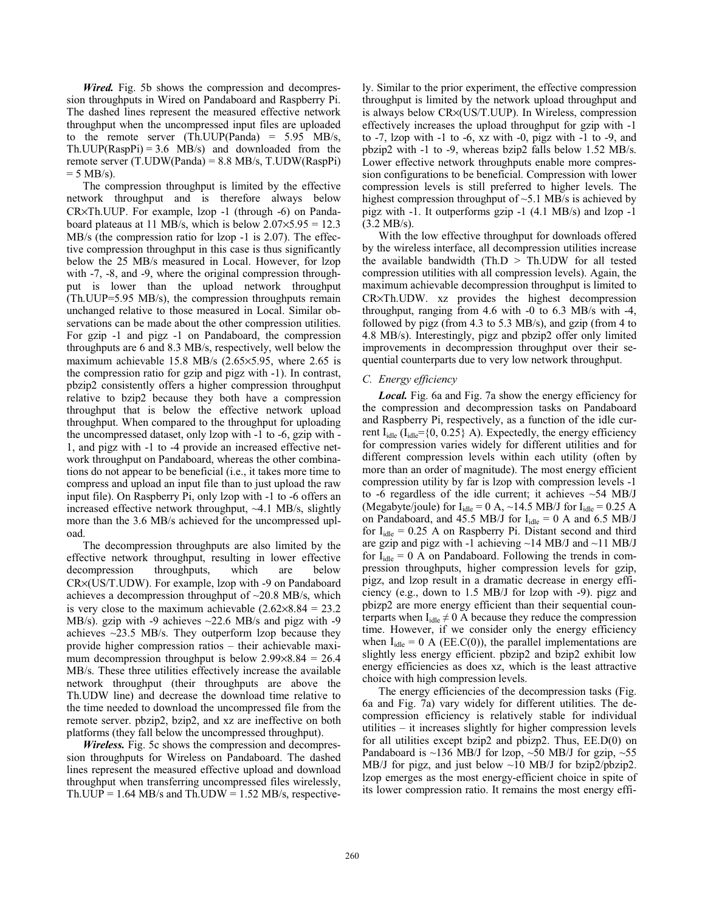***Wired.*** Fig. 5b shows the compression and decompression throughputs in Wired on Pandaboard and Raspberry Pi. The dashed lines represent the measured effective network throughput when the uncompressed input files are uploaded to the remote server (Th.UUP(Panda) = 5.95 MB/s, Th.UUP(RaspPi) = 3.6 MB/s) and downloaded from the remote server (T.UDW(Panda) = 8.8 MB/s, T.UDW(RaspPi) = 5 MB/s).

The compression throughput is limited by the effective network throughput and is therefore always below CR×Th.UUP. For example, lzop -1 (through -6) on Pandaboard plateaus at 11 MB/s, which is below 2.07×5.95 = 12.3 MB/s (the compression ratio for lzop -1 is 2.07). The effective compression throughput in this case is thus significantly below the 25 MB/s measured in Local. However, for lzop with -7, -8, and -9, where the original compression throughput is lower than the upload network throughput (Th.UUP=5.95 MB/s), the compression throughputs remain unchanged relative to those measured in Local. Similar observations can be made about the other compression utilities. For gzip -1 and pigz -1 on Pandaboard, the compression throughputs are 6 and 8.3 MB/s, respectively, well below the maximum achievable 15.8 MB/s (2.65×5.95, where 2.65 is the compression ratio for gzip and pigz with -1). In contrast, pbzip2 consistently offers a higher compression throughput relative to bzip2 because they both have a compression throughput that is below the effective network upload throughput. When compared to the throughput for uploading the uncompressed dataset, only lzop with -1 to -6, gzip with -1, and pigz with -1 to -4 provide an increased effective network throughput on Pandaboard, whereas the other combinations do not appear to be beneficial (i.e., it takes more time to compress and upload an input file than to just upload the raw input file). On Raspberry Pi, only lzop with -1 to -6 offers an increased effective network throughput, ~4.1 MB/s, slightly more than the 3.6 MB/s achieved for the uncompressed upload.

The decompression throughputs are also limited by the effective network throughput, resulting in lower effective decompression throughputs, which are below CR×(US/T.UDW). For example, lzop with -9 on Pandaboard achieves a decompression throughput of ~20.8 MB/s, which is very close to the maximum achievable (2.62×8.84 = 23.2 MB/s). gzip with -9 achieves ~22.6 MB/s and pigz with -9 achieves ~23.5 MB/s. They outperform lzop because they provide higher compression ratios – their achievable maximum decompression throughput is below 2.99×8.84 = 26.4 MB/s. These three utilities effectively increase the available network throughput (their throughputs are above the Th.UDW line) and decrease the download time relative to the time needed to download the uncompressed file from the remote server. pbzip2, bzip2, and xz are ineffective on both platforms (they fall below the uncompressed throughput).

***Wireless.*** Fig. 5c shows the compression and decompression throughputs for Wireless on Pandaboard. The dashed lines represent the measured effective upload and download throughput when transferring uncompressed files wirelessly, Th.UUP = 1.64 MB/s and Th.UDW = 1.52 MB/s, respectively. Similar to the prior experiment, the effective compression throughput is limited by the network upload throughput and is always below CR×(US/T.UUP). In Wireless, compression effectively increases the upload throughput for gzip with -1 to -7, lzop with -1 to -6, xz with -0, pigz with -1 to -9, and pbzip2 with -1 to -9, whereas bzip2 falls below 1.52 MB/s. Lower effective network throughputs enable more compression configurations to be beneficial. Compression with lower compression levels is still preferred to higher levels. The highest compression throughput of ~5.1 MB/s is achieved by pigz with -1. It outperforms gzip -1 (4.1 MB/s) and lzop -1 (3.2 MB/s).

With the low effective throughput for downloads offered by the wireless interface, all decompression utilities increase the available bandwidth (Th.D > Th.UDW for all tested compression utilities with all compression levels). Again, the maximum achievable decompression throughput is limited to CR×Th.UDW. xz provides the highest decompression throughput, ranging from 4.6 with -0 to 6.3 MB/s with -4, followed by pigz (from 4.3 to 5.3 MB/s), and gzip (from 4 to 4.8 MB/s). Interestingly, pigz and pbzip2 offer only limited improvements in decompression throughput over their sequential counterparts due to very low network throughput.

### *C. Energy efficiency*

***Local.*** Fig. 6a and Fig. 7a show the energy efficiency for the compression and decompression tasks on Pandaboard and Raspberry Pi, respectively, as a function of the idle current $I_{idle}$ ($I_{idle}$={0, 0.25} A). Expectedly, the energy efficiency for compression varies widely for different utilities and for different compression levels within each utility (often by more than an order of magnitude). The most energy efficient compression utility by far is lzop with compression levels -1 to -6 regardless of the idle current; it achieves ~54 MB/J (Megabyte/joule) for $I_{idle}$ = 0 A, ~14.5 MB/J for $I_{idle}$ = 0.25 A on Pandaboard, and 45.5 MB/J for $I_{idle}$ = 0 A and 6.5 MB/J for $I_{idle}$ = 0.25 A on Raspberry Pi. Distant second and third are gzip and pigz with -1 achieving ~14 MB/J and ~11 MB/J for $I_{idle}$ = 0 A on Pandaboard. Following the trends in compression throughputs, higher compression levels for gzip, pigz, and lzop result in a dramatic decrease in energy efficiency (e.g., down to 1.5 MB/J for lzop with -9). pigz and pbizp2 are more energy efficient than their sequential counterparts when $I_{idle} \neq 0$ A because they reduce the compression time. However, if we consider only the energy efficiency when $I_{idle}$ = 0 A (EE.C(0)), the parallel implementations are slightly less energy efficient. pbzip2 and bzip2 exhibit low energy efficiencies as does xz, which is the least attractive choice with high compression levels.

The energy efficiencies of the decompression tasks (Fig. 6a and Fig. 7a) vary widely for different utilities. The decompression efficiency is relatively stable for individual utilities – it increases slightly for higher compression levels for all utilities except bzip2 and pbizp2. Thus, EE.D(0) on Pandaboard is ~136 MB/J for lzop, ~50 MB/J for gzip, ~55 MB/J for pigz, and just below ~10 MB/J for bzip2/pbzip2. lzop emerges as the most energy-efficient choice in spite of its lower compression ratio. It remains the most energy effi-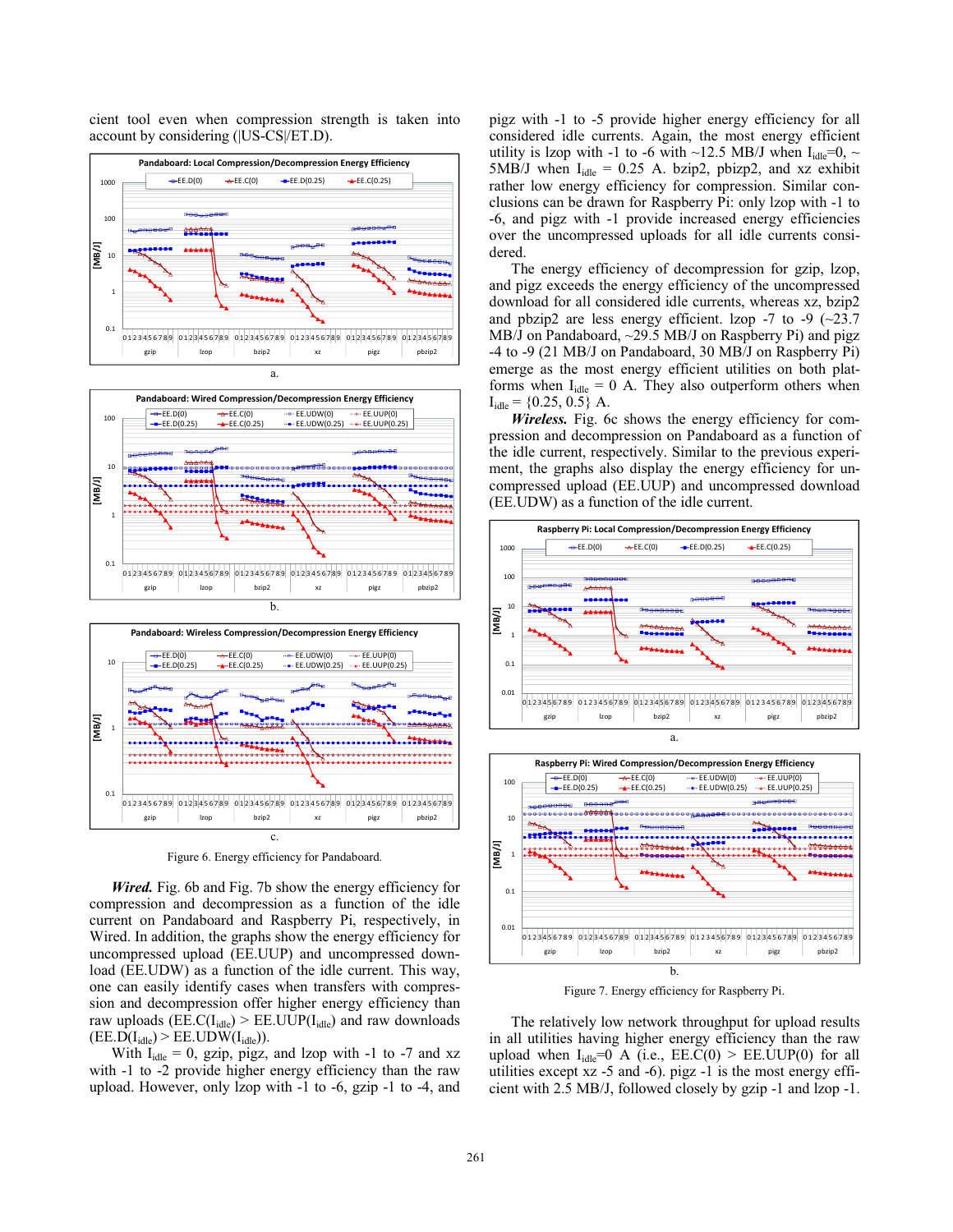cient tool even when compression strength is taken into account by considering (|US-CS|/ET.D).

Figure 6. Energy efficiency for Pandaboard.

***Wired.*** Fig. 6b and Fig. 7b show the energy efficiency for compression and decompression as a function of the idle current on Pandaboard and Raspberry Pi, respectively, in Wired. In addition, the graphs show the energy efficiency for uncompressed upload (EE.UUP) and uncompressed download (EE.UDW) as a function of the idle current. This way, one can easily identify cases when transfers with compression and decompression offer higher energy efficiency than raw uploads (EE.C($I_{idle}$) > EE.UUP($I_{idle}$) and raw downloads (EE.D($I_{idle}$) > EE.UDW($I_{idle}$)).

With $I_{idle}$ = 0, gzip, pigz, and lzop with -1 to -7 and xz with -1 to -2 provide higher energy efficiency than the raw upload. However, only lzop with -1 to -6, gzip -1 to -4, and pigz with -1 to -5 provide higher energy efficiency for all considered idle currents. Again, the most energy efficient utility is lzop with -1 to -6 with ~12.5 MB/J when $I_{idle}$=0, ~ 5MB/J when $I_{idle}$ = 0.25 A. bzip2, pbizp2, and xz exhibit rather low energy efficiency for compression. Similar conclusions can be drawn for Raspberry Pi: only lzop with -1 to -6, and pigz with -1 provide increased energy efficiencies over the uncompressed uploads for all idle currents considered.

The energy efficiency of decompression for gzip, lzop, and pigz exceeds the energy efficiency of the uncompressed download for all considered idle currents, whereas xz, bzip2 and pbzip2 are less energy efficient. lzop -7 to -9 (~23.7 MB/J on Pandaboard, ~29.5 MB/J on Raspberry Pi) and pigz -4 to -9 (21 MB/J on Pandaboard, 30 MB/J on Raspberry Pi) emerge as the most energy efficient utilities on both platforms when $I_{idle}$ = 0 A. They also outperform others when $I_{idle}$ = {0.25, 0.5} A.

***Wireless.*** Fig. 6c shows the energy efficiency for compression and decompression on Pandaboard as a function of the idle current, respectively. Similar to the previous experiment, the graphs also display the energy efficiency for uncompressed upload (EE.UUP) and uncompressed download (EE.UDW) as a function of the idle current.

Figure 7. Energy efficiency for Raspberry Pi.

The relatively low network throughput for upload results in all utilities having higher energy efficiency than the raw upload when $I_{idle}$=0 A (i.e., EE.C(0) > EE.UUP(0) for all utilities except xz -5 and -6). pigz -1 is the most energy efficient with 2.5 MB/J, followed closely by gzip -1 and lzop -1.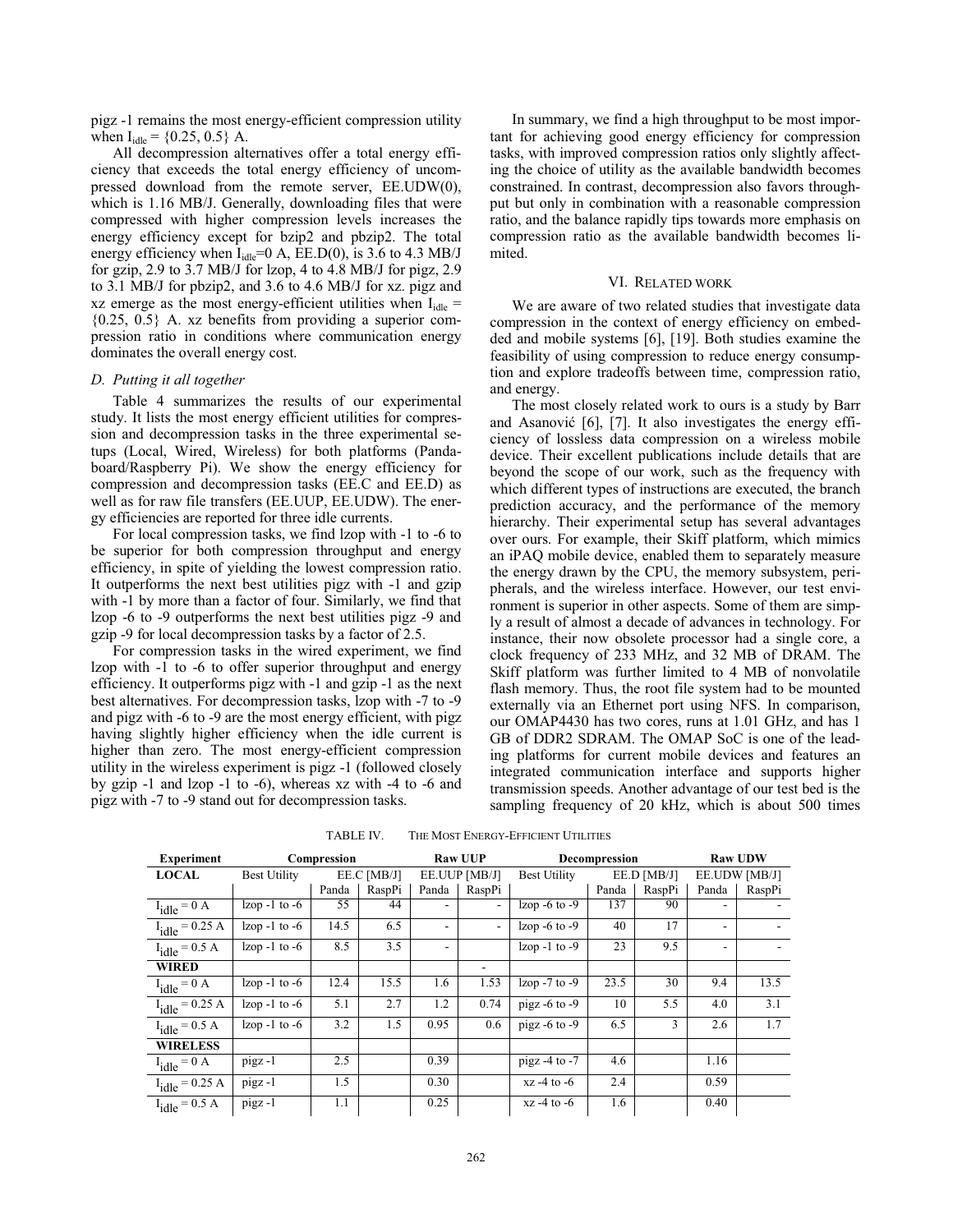pigz -1 remains the most energy-efficient compression utility when $I_{idle}$ = {0.25, 0.5} A.

All decompression alternatives offer a total energy efficiency that exceeds the total energy efficiency of uncompressed download from the remote server, EE.UDW(0), which is 1.16 MB/J. Generally, downloading files that were compressed with higher compression levels increases the energy efficiency except for bzip2 and pbzip2. The total energy efficiency when $I_{idle}$=0 A, EE.D(0), is 3.6 to 4.3 MB/J for gzip, 2.9 to 3.7 MB/J for lzop, 4 to 4.8 MB/J for pigz, 2.9 to 3.1 MB/J for pbzip2, and 3.6 to 4.6 MB/J for xz. pigz and xz emerge as the most energy-efficient utilities when $I_{idle}$ = {0.25, 0.5} A. xz benefits from providing a superior compression ratio in conditions where communication energy dominates the overall energy cost.

### *D. Putting it all together*

Table 4 summarizes the results of our experimental study. It lists the most energy efficient utilities for compression and decompression tasks in the three experimental setups (Local, Wired, Wireless) for both platforms (Pandaboard/Raspberry Pi). We show the energy efficiency for compression and decompression tasks (EE.C and EE.D) as well as for raw file transfers (EE.UUP, EE.UDW). The energy efficiencies are reported for three idle currents.

For local compression tasks, we find lzop with -1 to -6 to be superior for both compression throughput and energy efficiency, in spite of yielding the lowest compression ratio. It outperforms the next best utilities pigz with -1 and gzip with -1 by more than a factor of four. Similarly, we find that lzop -6 to -9 outperforms the next best utilities pigz -9 and gzip -9 for local decompression tasks by a factor of 2.5.

For compression tasks in the wired experiment, we find lzop with -1 to -6 to offer superior throughput and energy efficiency. It outperforms pigz with -1 and gzip -1 as the next best alternatives. For decompression tasks, lzop with -7 to -9 and pigz with -6 to -9 are the most energy efficient, with pigz having slightly higher efficiency when the idle current is higher than zero. The most energy-efficient compression utility in the wireless experiment is pigz -1 (followed closely by gzip -1 and lzop -1 to -6), whereas xz with -4 to -6 and pigz with -7 to -9 stand out for decompression tasks.

In summary, we find a high throughput to be most important for achieving good energy efficiency for compression tasks, with improved compression ratios only slightly affecting the choice of utility as the available bandwidth becomes constrained. In contrast, decompression also favors throughput but only in combination with a reasonable compression ratio, and the balance rapidly tips towards more emphasis on compression ratio as the available bandwidth becomes limited.

## VI. Related work

We are aware of two related studies that investigate data compression in the context of energy efficiency on embedded and mobile systems [6], [19]. Both studies examine the feasibility of using compression to reduce energy consumption and explore tradeoffs between time, compression ratio, and energy.

The most closely related work to ours is a study by Barr and Asanović [6], [7]. It also investigates the energy efficiency of lossless data compression on a wireless mobile device. Their excellent publications include details that are beyond the scope of our work, such as the frequency with which different types of instructions are executed, the branch prediction accuracy, and the performance of the memory hierarchy. Their experimental setup has several advantages over ours. For example, their Skiff platform, which mimics an iPAQ mobile device, enabled them to separately measure the energy drawn by the CPU, the memory subsystem, peripherals, and the wireless interface. However, our test environment is superior in other aspects. Some of them are simply a result of almost a decade of advances in technology. For instance, their now obsolete processor had a single core, a clock frequency of 233 MHz, and 32 MB of DRAM. The Skiff platform was further limited to 4 MB of nonvolatile flash memory. Thus, the root file system had to be mounted externally via an Ethernet port using NFS. In comparison, our OMAP4430 has two cores, runs at 1.01 GHz, and has 1 GB of DDR2 SDRAM. The OMAP SoC is one of the leading platforms for current mobile devices and features an integrated communication interface and supports higher transmission speeds. Another advantage of our test bed is the sampling frequency of 20 kHz, which is about 500 times

TABLE IV. The Most Energy-Efficient Utilities

| Experiment | Compression | | | Raw UUP | | Decompression | | | Raw UDW | |
|---|---|---|---|---|---|---|---|---|---|---|
| **LOCAL** | Best Utility | EE.C [MB/J] | | EE.UUP [MB/J] | | Best Utility | EE.D [MB/J] | | EE.UDW [MB/J] | |
| | | Panda | RaspPi | Panda | RaspPi | | Panda | RaspPi | Panda | RaspPi |
| $I_{idle}$ = 0 A | lzop -1 to -6 | 55 | 44 | - | - | lzop -6 to -9 | 137 | 90 | - | - |
| $I_{idle}$ = 0.25 A | lzop -1 to -6 | 14.5 | 6.5 | - | - | lzop -6 to -9 | 40 | 17 | - | - |
| $I_{idle}$ = 0.5 A | lzop -1 to -6 | 8.5 | 3.5 | - | | lzop -1 to -9 | 23 | 9.5 | - | - |
| **WIRED** | | | | | - | | | | | |
| $I_{idle}$ = 0 A | lzop -1 to -6 | 12.4 | 15.5 | 1.6 | 1.53 | lzop -7 to -9 | 23.5 | 30 | 9.4 | 13.5 |
| $I_{idle}$ = 0.25 A | lzop -1 to -6 | 5.1 | 2.7 | 1.2 | 0.74 | pigz -6 to -9 | 10 | 5.5 | 4.0 | 3.1 |
| $I_{idle}$ = 0.5 A | lzop -1 to -6 | 3.2 | 1.5 | 0.95 | 0.6 | pigz -6 to -9 | 6.5 | 3 | 2.6 | 1.7 |
| **WIRELESS** | | | | | | | | | | |
| $I_{idle}$ = 0 A | pigz -1 | 2.5 | | 0.39 | | pigz -4 to -7 | 4.6 | | 1.16 | |
| $I_{idle}$ = 0.25 A | pigz -1 | 1.5 | | 0.30 | | xz -4 to -6 | 2.4 | | 0.59 | |
| $I_{idle}$ = 0.5 A | pigz -1 | 1.1 | | 0.25 | | xz -4 to -6 | 1.6 | | 0.40 | |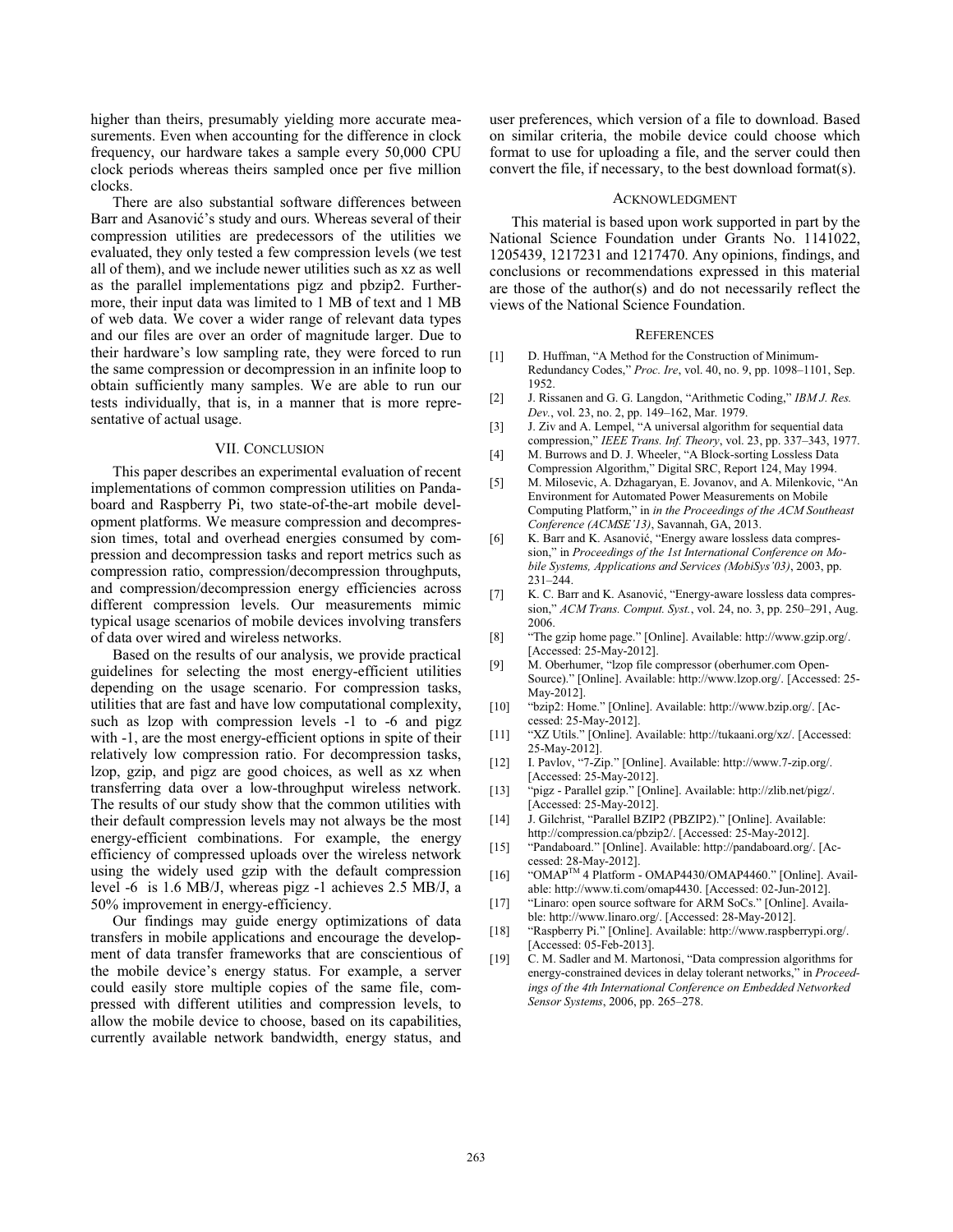higher than theirs, presumably yielding more accurate measurements. Even when accounting for the difference in clock frequency, our hardware takes a sample every 50,000 CPU clock periods whereas theirs sampled once per five million clocks.

There are also substantial software differences between Barr and Asanović's study and ours. Whereas several of their compression utilities are predecessors of the utilities we evaluated, they only tested a few compression levels (we test all of them), and we include newer utilities such as xz as well as the parallel implementations pigz and pbzip2. Furthermore, their input data was limited to 1 MB of text and 1 MB of web data. We cover a wider range of relevant data types and our files are over an order of magnitude larger. Due to their hardware's low sampling rate, they were forced to run the same compression or decompression in an infinite loop to obtain sufficiently many samples. We are able to run our tests individually, that is, in a manner that is more representative of actual usage.

## VII. Conclusion

This paper describes an experimental evaluation of recent implementations of common compression utilities on Pandaboard and Raspberry Pi, two state-of-the-art mobile development platforms. We measure compression and decompression times, total and overhead energies consumed by compression and decompression tasks and report metrics such as compression ratio, compression/decompression throughputs, and compression/decompression energy efficiencies across different compression levels. Our measurements mimic typical usage scenarios of mobile devices involving transfers of data over wired and wireless networks.

Based on the results of our analysis, we provide practical guidelines for selecting the most energy-efficient utilities depending on the usage scenario. For compression tasks, utilities that are fast and have low computational complexity, such as lzop with compression levels -1 to -6 and pigz with -1, are the most energy-efficient options in spite of their relatively low compression ratio. For decompression tasks, lzop, gzip, and pigz are good choices, as well as xz when transferring data over a low-throughput wireless network. The results of our study show that the common utilities with their default compression levels may not always be the most energy-efficient combinations. For example, the energy efficiency of compressed uploads over the wireless network using the widely used gzip with the default compression level -6 is 1.6 MB/J, whereas pigz -1 achieves 2.5 MB/J, a 50% improvement in energy-efficiency.

Our findings may guide energy optimizations of data transfers in mobile applications and encourage the development of data transfer frameworks that are conscientious of the mobile device's energy status. For example, a server could easily store multiple copies of the same file, compressed with different utilities and compression levels, to allow the mobile device to choose, based on its capabilities, currently available network bandwidth, energy status, and user preferences, which version of a file to download. Based on similar criteria, the mobile device could choose which format to use for uploading a file, and the server could then convert the file, if necessary, to the best download format(s).

## Acknowledgment

This material is based upon work supported in part by the National Science Foundation under Grants No. 1141022, 1205439, 1217231 and 1217470. Any opinions, findings, and conclusions or recommendations expressed in this material are those of the author(s) and do not necessarily reflect the views of the National Science Foundation.

## References

[1] D. Huffman, "A Method for the Construction of Minimum-Redundancy Codes," *Proc. Ire*, vol. 40, no. 9, pp. 1098–1101, Sep. 1952.

[2] J. Rissanen and G. G. Langdon, "Arithmetic Coding," *IBM J. Res. Dev.*, vol. 23, no. 2, pp. 149–162, Mar. 1979.

[3] J. Ziv and A. Lempel, "A universal algorithm for sequential data compression," *IEEE Trans. Inf. Theory*, vol. 23, pp. 337–343, 1977.

[4] M. Burrows and D. J. Wheeler, "A Block-sorting Lossless Data Compression Algorithm," Digital SRC, Report 124, May 1994.

[5] M. Milosevic, A. Dzhagaryan, E. Jovanov, and A. Milenkovic, "An Environment for Automated Power Measurements on Mobile Computing Platform," in *in the Proceedings of the ACM Southeast Conference (ACMSE'13)*, Savannah, GA, 2013.

[6] K. Barr and K. Asanović, "Energy aware lossless data compression," in *Proceedings of the 1st International Conference on Mobile Systems, Applications and Services (MobiSys'03)*, 2003, pp. 231–244.

[7] K. C. Barr and K. Asanović, "Energy-aware lossless data compression," *ACM Trans. Comput. Syst.*, vol. 24, no. 3, pp. 250–291, Aug. 2006.

[8] "The gzip home page." [Online]. Available: http://www.gzip.org/. [Accessed: 25-May-2012].

[9] M. Oberhumer, "lzop file compressor (oberhumer.com Open-Source)." [Online]. Available: http://www.lzop.org/. [Accessed: 25-May-2012].

[10] "bzip2: Home." [Online]. Available: http://www.bzip.org/. [Accessed: 25-May-2012].

[11] "XZ Utils." [Online]. Available: http://tukaani.org/xz/. [Accessed: 25-May-2012].

[12] I. Pavlov, "7-Zip." [Online]. Available: http://www.7-zip.org/. [Accessed: 25-May-2012].

[13] "pigz - Parallel gzip." [Online]. Available: http://zlib.net/pigz/. [Accessed: 25-May-2012].

[14] J. Gilchrist, "Parallel BZIP2 (PBZIP2)." [Online]. Available: http://compression.ca/pbzip2/. [Accessed: 25-May-2012].

[15] "Pandaboard." [Online]. Available: http://pandaboard.org/. [Accessed: 28-May-2012].

[16] "OMAP™ 4 Platform - OMAP4430/OMAP4460." [Online]. Available: http://www.ti.com/omap4430. [Accessed: 02-Jun-2012].

[17] "Linaro: open source software for ARM SoCs." [Online]. Available: http://www.linaro.org/. [Accessed: 28-May-2012].

[18] "Raspberry Pi." [Online]. Available: http://www.raspberrypi.org/. [Accessed: 05-Feb-2013].

[19] C. M. Sadler and M. Martonosi, "Data compression algorithms for energy-constrained devices in delay tolerant networks," in *Proceedings of the 4th International Conference on Embedded Networked Sensor Systems*, 2006, pp. 265–278.